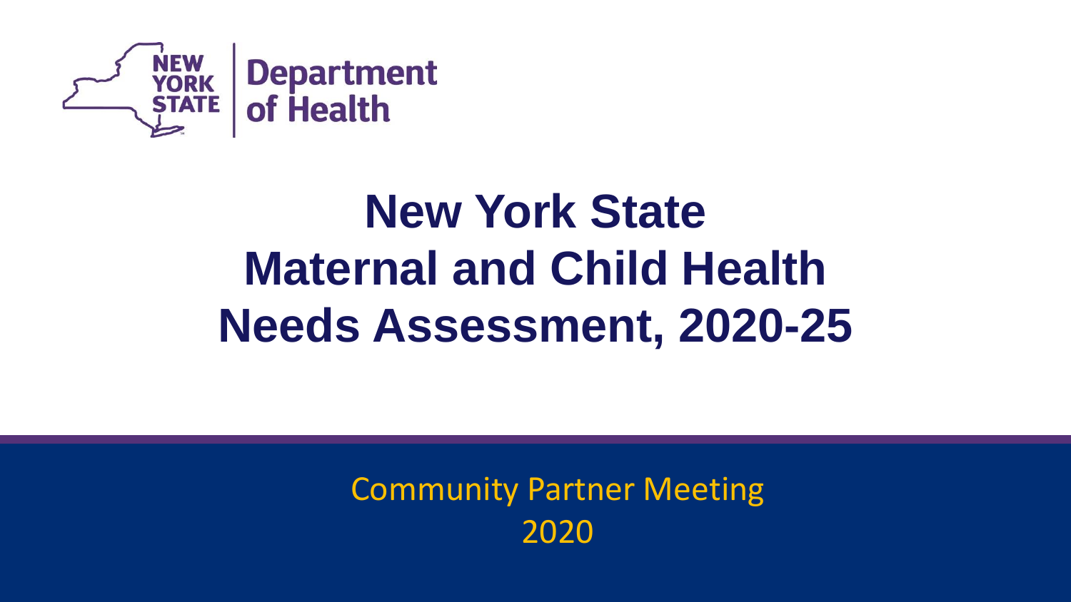NEW YORK STATE | Department of Health

# New York State Maternal and Child Health Needs Assessment, 2020-25

Community Partner Meeting
2020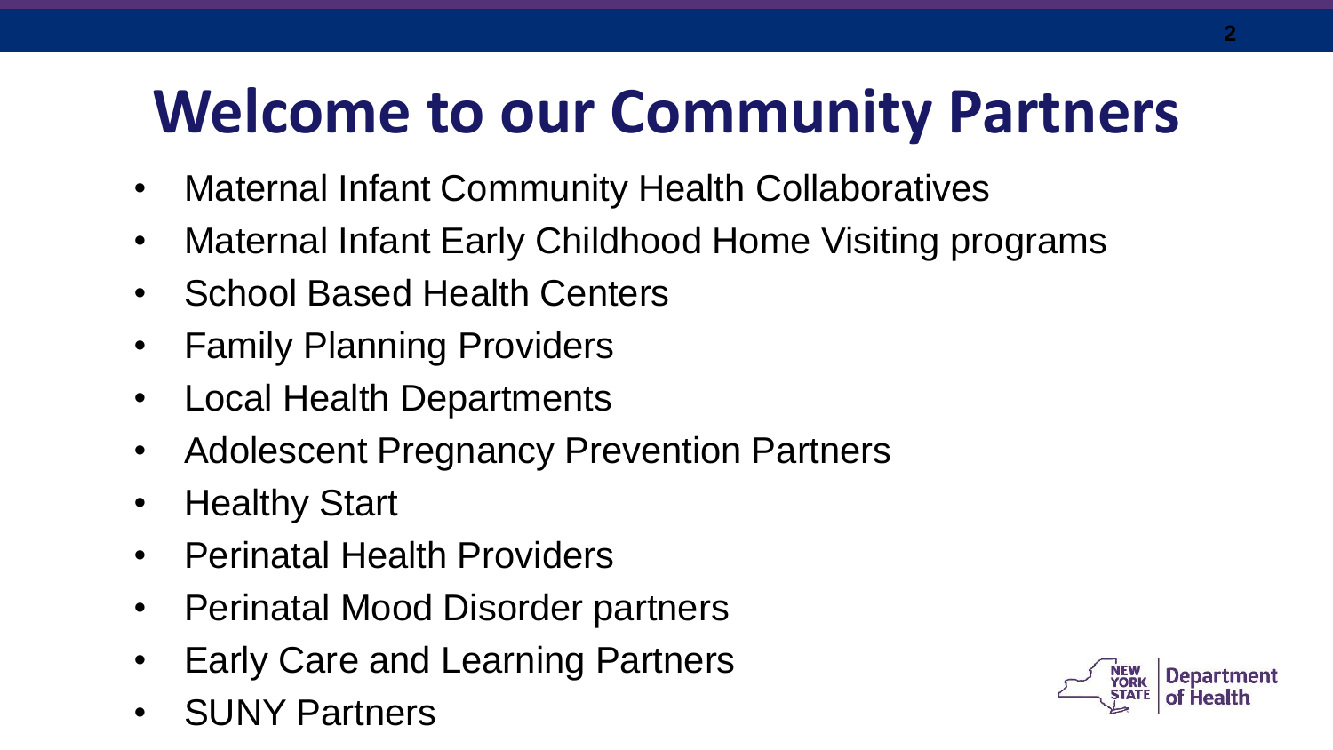# Welcome to our Community Partners

- Maternal Infant Community Health Collaboratives
- Maternal Infant Early Childhood Home Visiting programs
- School Based Health Centers
- Family Planning Providers
- Local Health Departments
- Adolescent Pregnancy Prevention Partners
- Healthy Start
- Perinatal Health Providers
- Perinatal Mood Disorder partners
- Early Care and Learning Partners
- SUNY Partners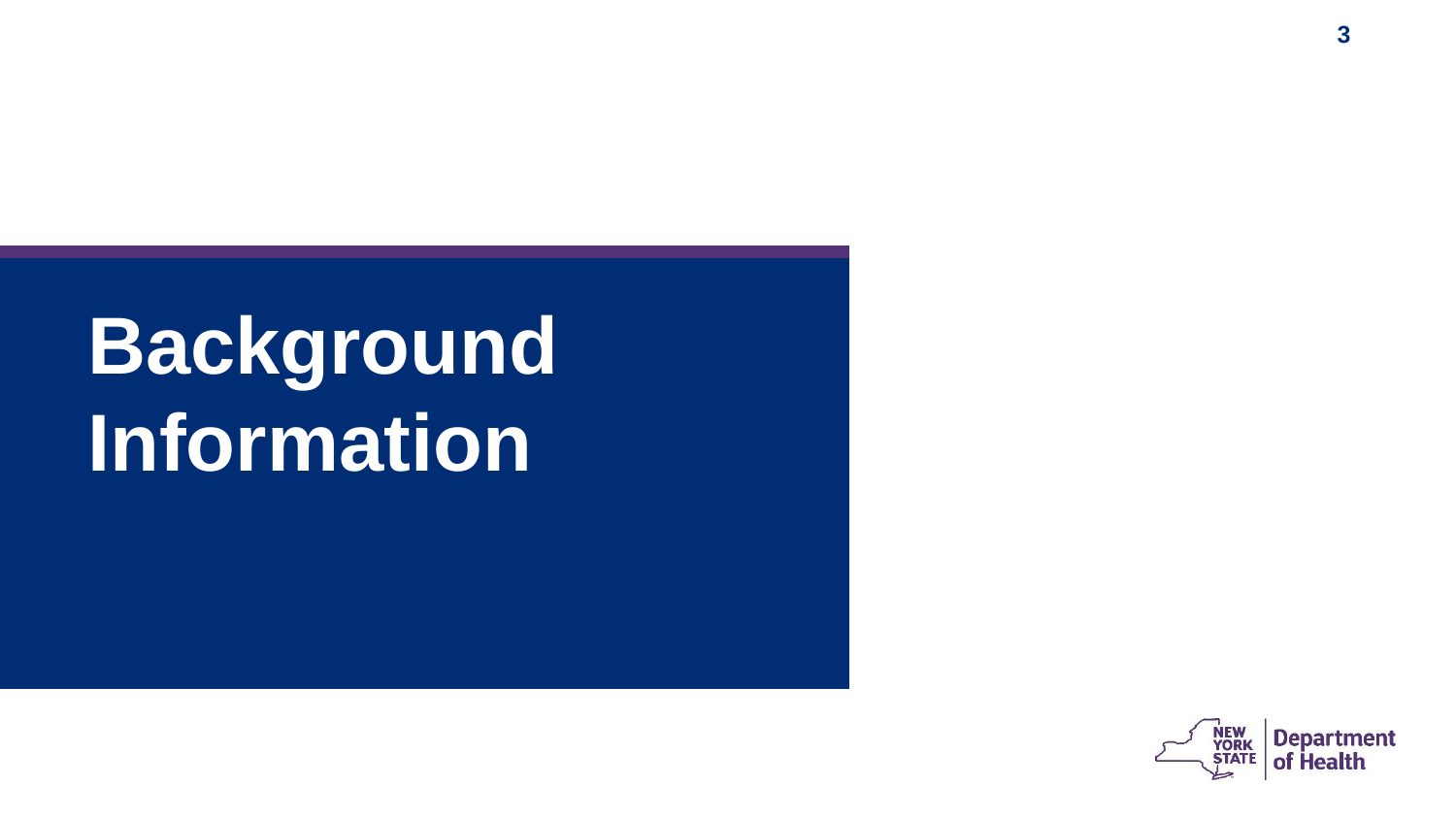# Background Information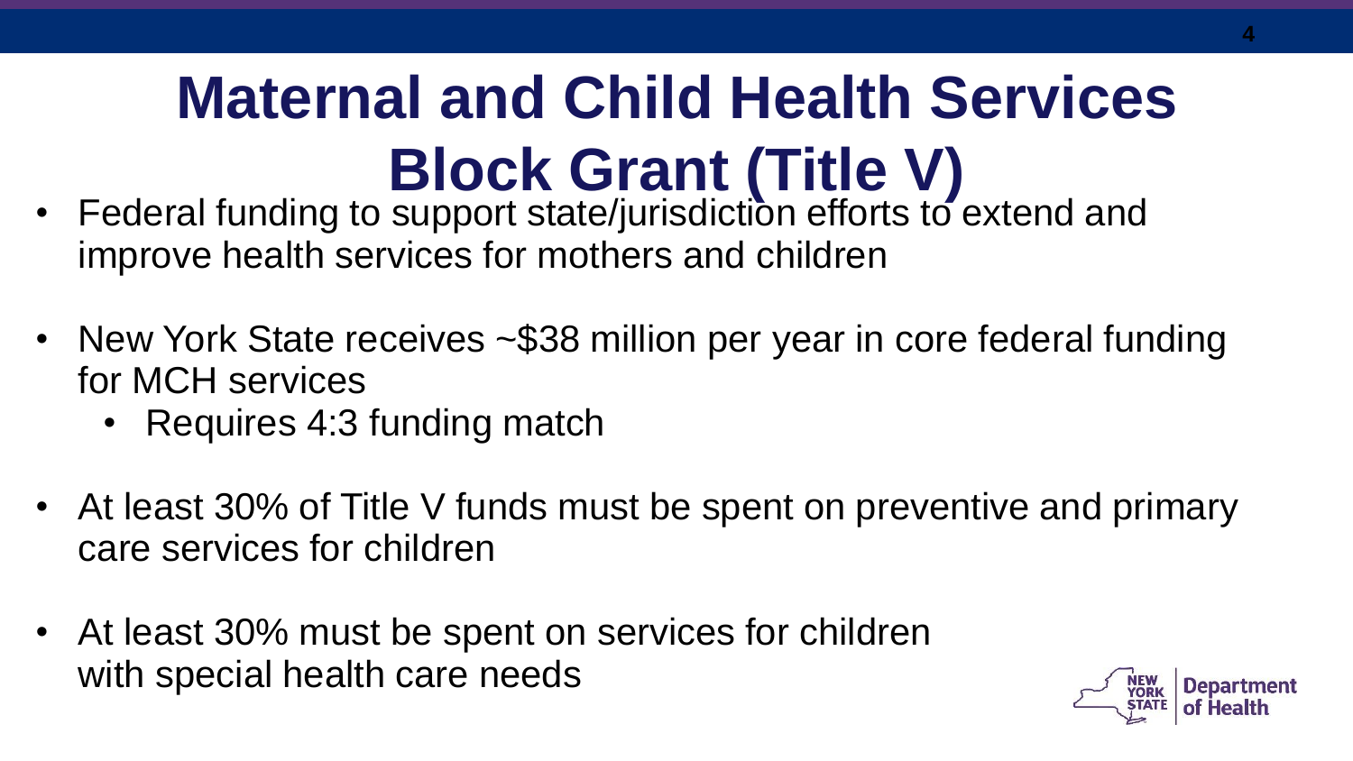# Maternal and Child Health Services Block Grant (Title V)

- Federal funding to support state/jurisdiction efforts to extend and improve health services for mothers and children
- New York State receives ~$38 million per year in core federal funding for MCH services
  - Requires 4:3 funding match
- At least 30% of Title V funds must be spent on preventive and primary care services for children
- At least 30% must be spent on services for children with special health care needs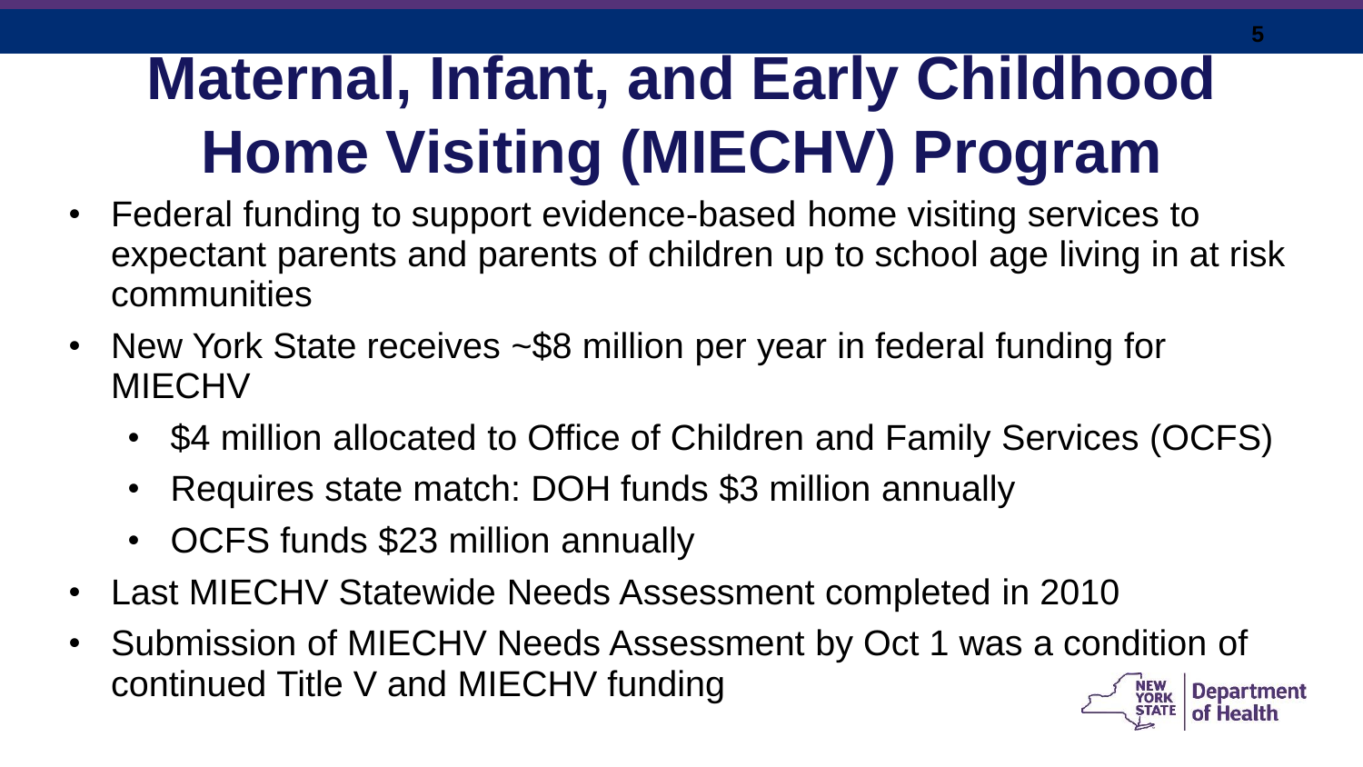# Maternal, Infant, and Early Childhood Home Visiting (MIECHV) Program

- Federal funding to support evidence-based home visiting services to expectant parents and parents of children up to school age living in at risk communities
- New York State receives ~$8 million per year in federal funding for MIECHV
  - $4 million allocated to Office of Children and Family Services (OCFS)
  - Requires state match: DOH funds $3 million annually
  - OCFS funds $23 million annually
- Last MIECHV Statewide Needs Assessment completed in 2010
- Submission of MIECHV Needs Assessment by Oct 1 was a condition of continued Title V and MIECHV funding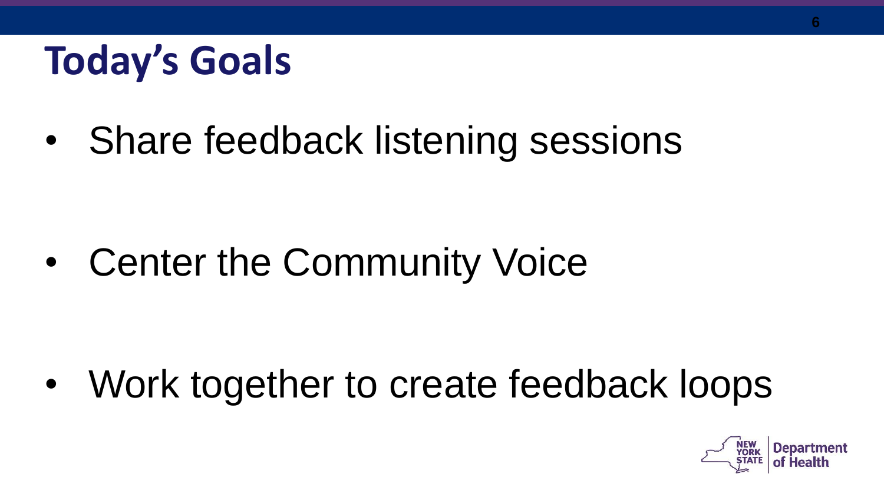# Today's Goals

- Share feedback listening sessions
- Center the Community Voice
- Work together to create feedback loops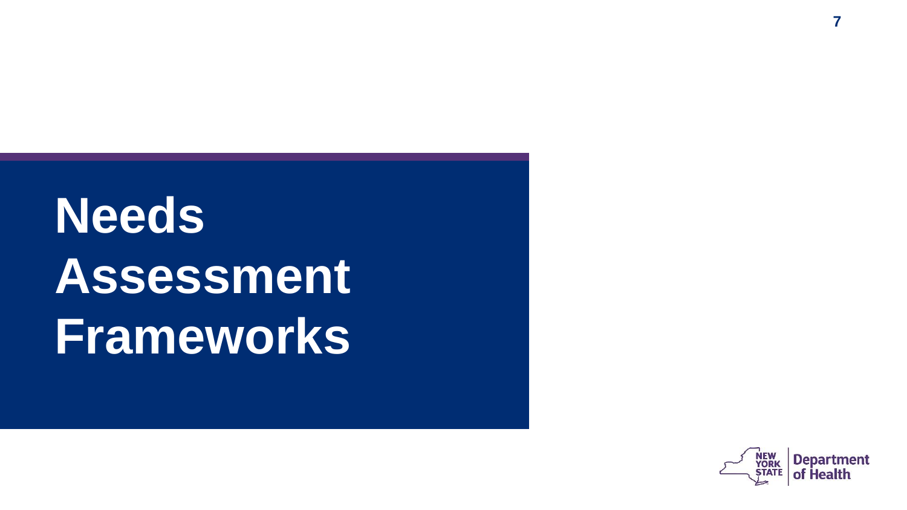# Needs Assessment Frameworks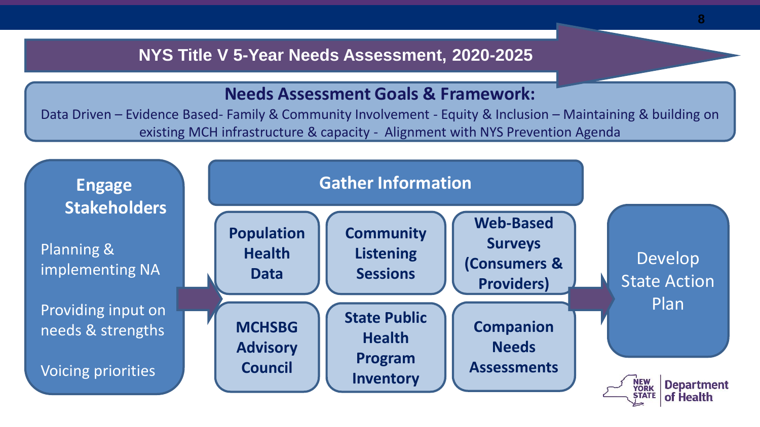# NYS Title V 5-Year Needs Assessment, 2020-2025

## Needs Assessment Goals & Framework:

Data Driven – Evidence Based- Family & Community Involvement - Equity & Inclusion – Maintaining & building on existing MCH infrastructure & capacity - Alignment with NYS Prevention Agenda

### Engage Stakeholders

- Planning & implementing NA
- Providing input on needs & strengths
- Voicing priorities

### Gather Information

- **Population Health Data**
- **Community Listening Sessions**
- **Web-Based Surveys (Consumers & Providers)**
- **MCHSBG Advisory Council**
- **State Public Health Program Inventory**
- **Companion Needs Assessments**

### Develop State Action Plan

New York State Department of Health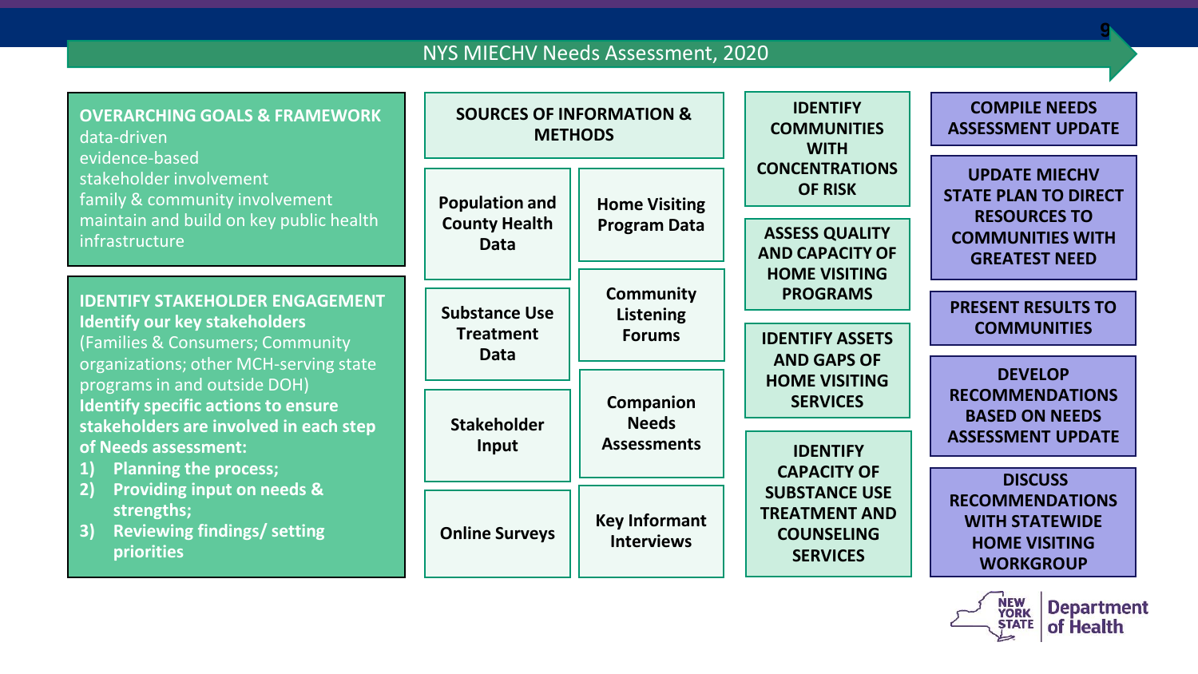# NYS MIEHCV Needs Assessment, 2020

**OVERARCHING GOALS & FRAMEWORK**

- data-driven
- evidence-based
- stakeholder involvement
- family & community involvement
- maintain and build on key public health infrastructure

**IDENTIFY STAKEHOLDER ENGAGEMENT**

**Identify our key stakeholders**

(Families & Consumers; Community organizations; other MCH-serving state programs in and outside DOH)

**Identify specific actions to ensure stakeholders are involved in each step of Needs assessment:**

1) **Planning the process;**
2) **Providing input on needs & strengths;**
3) **Reviewing findings/ setting priorities**

**SOURCES OF INFORMATION & METHODS**

- Population and County Health Data
- Home Visiting Program Data
- Substance Use Treatment Data
- Community Listening Forums
- Stakeholder Input
- Companion Needs Assessments
- Online Surveys
- Key Informant Interviews

**IDENTIFY COMMUNITIES WITH CONCENTRATIONS OF RISK**

**ASSESS QUALITY AND CAPACITY OF HOME VISITING PROGRAMS**

**IDENTIFY ASSETS AND GAPS OF HOME VISITING SERVICES**

**IDENTIFY CAPACITY OF SUBSTANCE USE TREATMENT AND COUNSELING SERVICES**

**COMPILE NEEDS ASSESSMENT UPDATE**

**UPDATE MIECHV STATE PLAN TO DIRECT RESOURCES TO COMMUNITIES WITH GREATEST NEED**

**PRESENT RESULTS TO COMMUNITIES**

**DEVELOP RECOMMENDATIONS BASED ON NEEDS ASSESSMENT UPDATE**

**DISCUSS RECOMMENDATIONS WITH STATEWIDE HOME VISITING WORKGROUP**

NEW YORK STATE Department of Health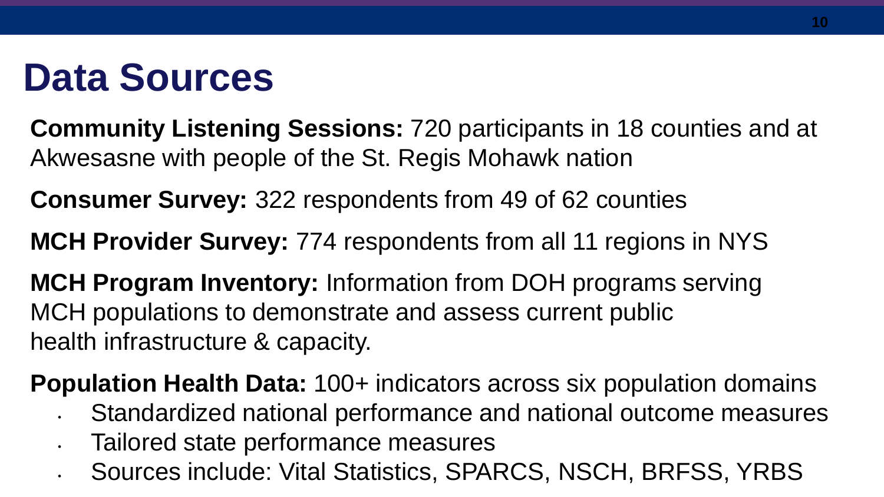# Data Sources

**Community Listening Sessions:** 720 participants in 18 counties and at Akwesasne with people of the St. Regis Mohawk nation

**Consumer Survey:** 322 respondents from 49 of 62 counties

**MCH Provider Survey:** 774 respondents from all 11 regions in NYS

**MCH Program Inventory:** Information from DOH programs serving MCH populations to demonstrate and assess current public health infrastructure & capacity.

**Population Health Data:** 100+ indicators across six population domains

- Standardized national performance and national outcome measures
- Tailored state performance measures
- Sources include: Vital Statistics, SPARCS, NSCH, BRFSS, YRBS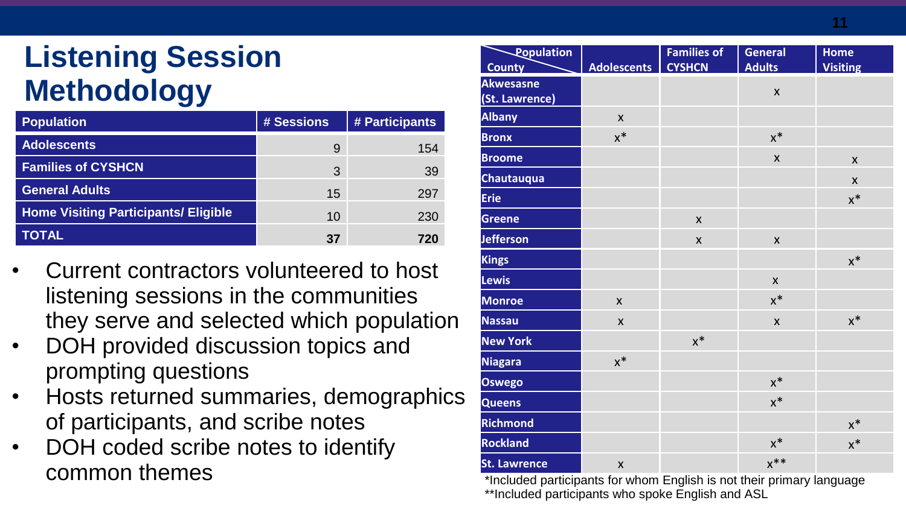# Listening Session Methodology

| Population | # Sessions | # Participants |
|---|---|---|
| Adolescents | 9 | 154 |
| Families of CYSHCN | 3 | 39 |
| General Adults | 15 | 297 |
| Home Visiting Participants/ Eligible | 10 | 230 |
| **TOTAL** | **37** | **720** |

- Current contractors volunteered to host listening sessions in the communities they serve and selected which population
- DOH provided discussion topics and prompting questions
- Hosts returned summaries, demographics of participants, and scribe notes
- DOH coded scribe notes to identify common themes

| County \ Population | Adolescents | Families of CYSHCN | General Adults | Home Visiting |
|---|---|---|---|---|
| Akwesasne (St. Lawrence) | | | x | |
| Albany | x | | | |
| Bronx | x* | | x* | |
| Broome | | | x | x |
| Chautauqua | | | | x |
| Erie | | | | x* |
| Greene | | x | | |
| Jefferson | | x | x | |
| Kings | | | | x* |
| Lewis | | | x | |
| Monroe | x | | x* | |
| Nassau | x | | x | x* |
| New York | | x* | | |
| Niagara | x* | | | |
| Oswego | | | x* | |
| Queens | | | x* | |
| Richmond | | | | x* |
| Rockland | | | x* | x* |
| St. Lawrence | x | | x** | |

*Included participants for whom English is not their primary language
**Included participants who spoke English and ASL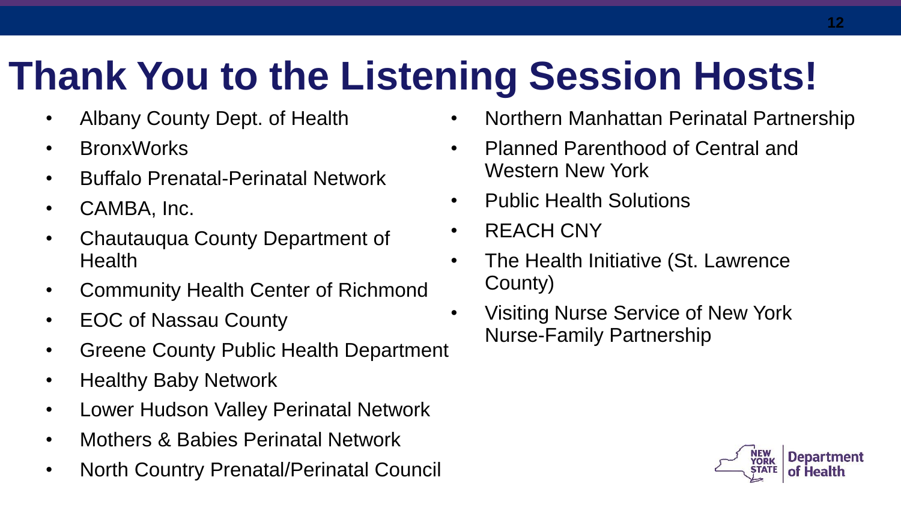# Thank You to the Listening Session Hosts!

- Albany County Dept. of Health
- BronxWorks
- Buffalo Prenatal-Perinatal Network
- CAMBA, Inc.
- Chautauqua County Department of Health
- Community Health Center of Richmond
- EOC of Nassau County
- Greene County Public Health Department
- Healthy Baby Network
- Lower Hudson Valley Perinatal Network
- Mothers & Babies Perinatal Network
- North Country Prenatal/Perinatal Council
- Northern Manhattan Perinatal Partnership
- Planned Parenthood of Central and Western New York
- Public Health Solutions
- REACH CNY
- The Health Initiative (St. Lawrence County)
- Visiting Nurse Service of New York Nurse-Family Partnership

NEW YORK STATE | Department of Health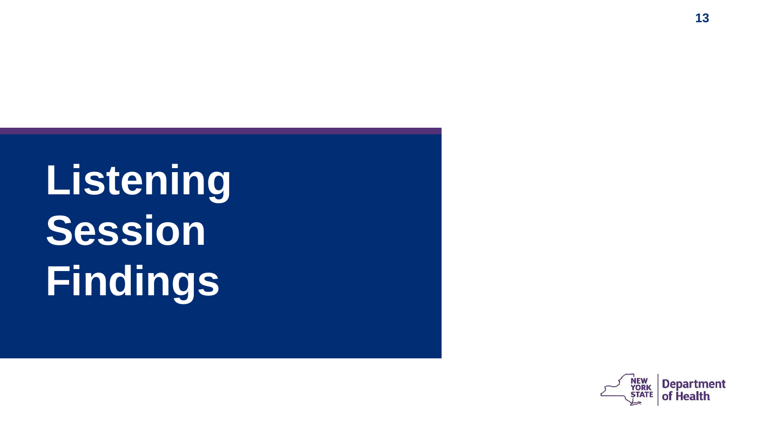# Listening Session Findings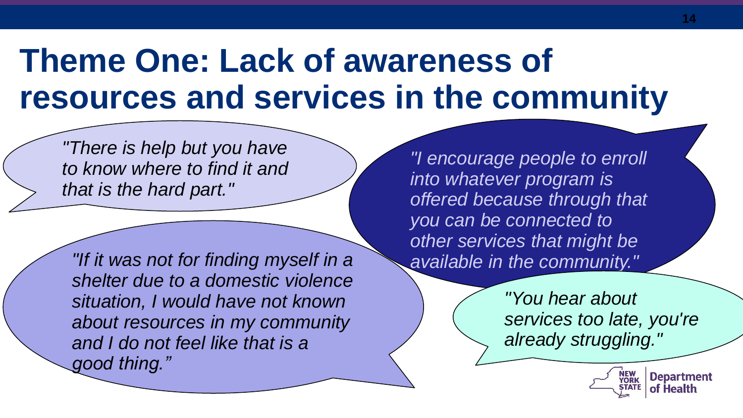# Theme One: Lack of awareness of resources and services in the community

*"There is help but you have to know where to find it and that is the hard part."*

*"I encourage people to enroll into whatever program is offered because through that you can be connected to other services that might be available in the community."*

*"If it was not for finding myself in a shelter due to a domestic violence situation, I would have not known about resources in my community and I do not feel like that is a good thing."*

*"You hear about services too late, you're already struggling."*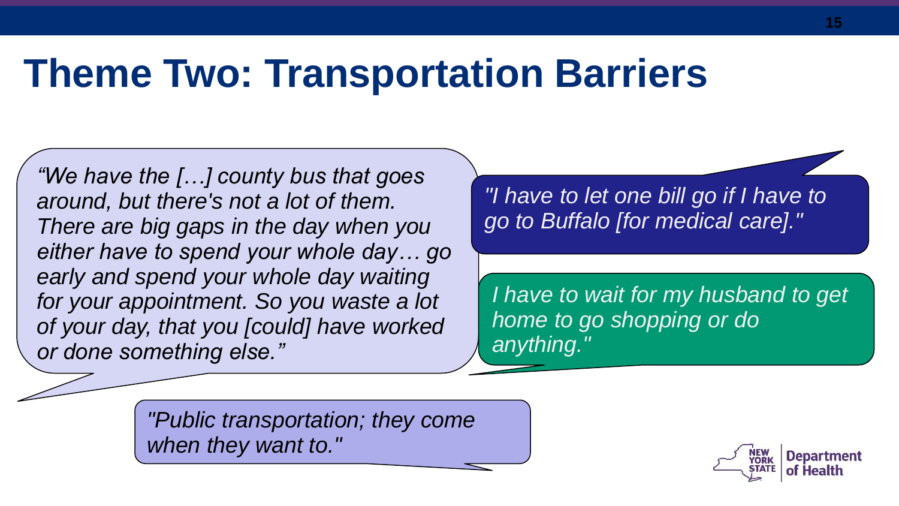# Theme Two: Transportation Barriers

*“We have the […] county bus that goes around, but there's not a lot of them. There are big gaps in the day when you either have to spend your whole day… go early and spend your whole day waiting for your appointment. So you waste a lot of your day, that you [could] have worked or done something else.”*

*"I have to let one bill go if I have to go to Buffalo [for medical care]."*

*I have to wait for my husband to get home to go shopping or do anything."*

*"Public transportation; they come when they want to."*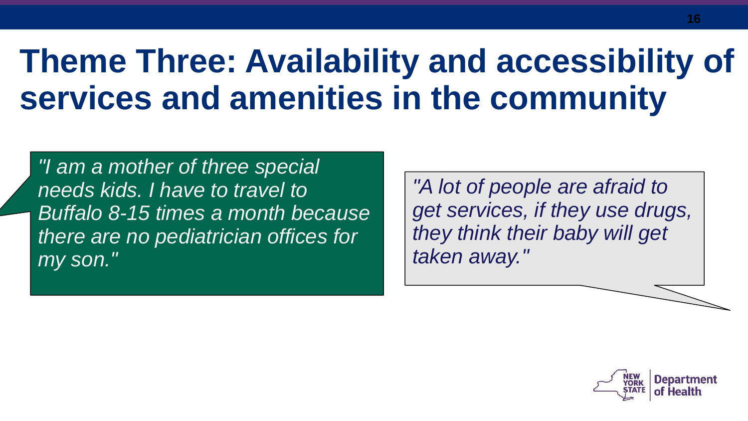# Theme Three: Availability and accessibility of services and amenities in the community

*"I am a mother of three special needs kids. I have to travel to Buffalo 8-15 times a month because there are no pediatrician offices for my son."*

*"A lot of people are afraid to get services, if they use drugs, they think their baby will get taken away."*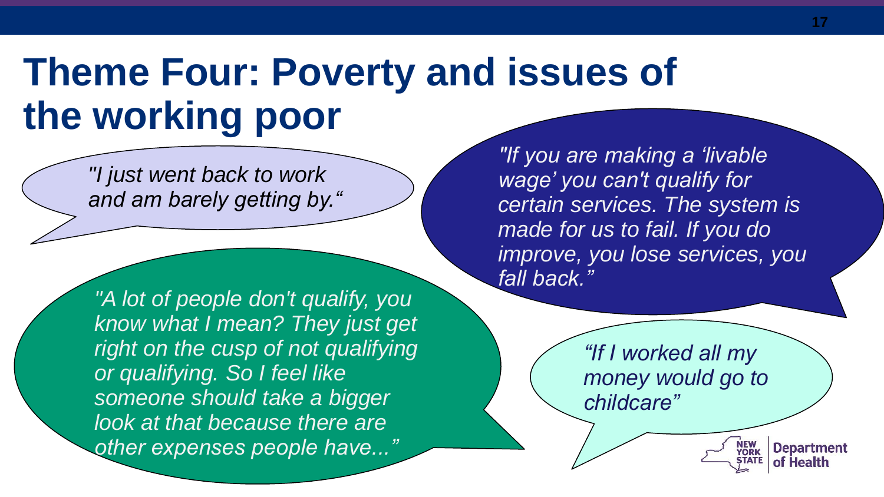# Theme Four: Poverty and issues of the working poor

*"I just went back to work and am barely getting by."*

*"If you are making a 'livable wage' you can't qualify for certain services. The system is made for us to fail. If you do improve, you lose services, you fall back."*

*"A lot of people don't qualify, you know what I mean? They just get right on the cusp of not qualifying or qualifying. So I feel like someone should take a bigger look at that because there are other expenses people have..."*

*"If I worked all my money would go to childcare"*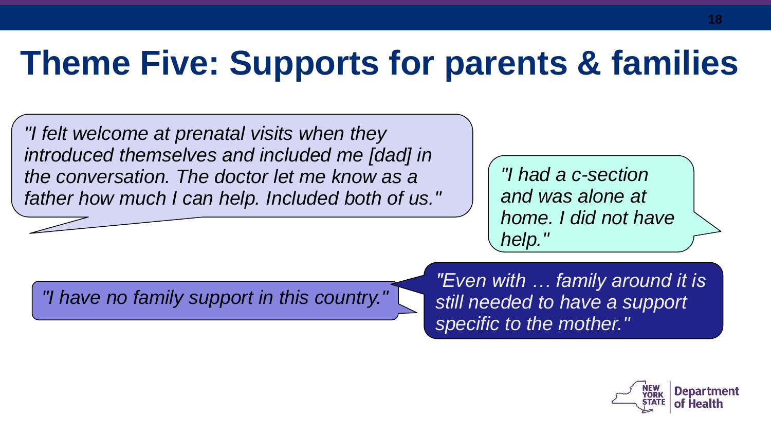# Theme Five: Supports for parents & families

*"I felt welcome at prenatal visits when they introduced themselves and included me [dad] in the conversation. The doctor let me know as a father how much I can help. Included both of us."*

*"I had a c-section and was alone at home. I did not have help."*

*"I have no family support in this country."*

*"Even with … family around it is still needed to have a support specific to the mother."*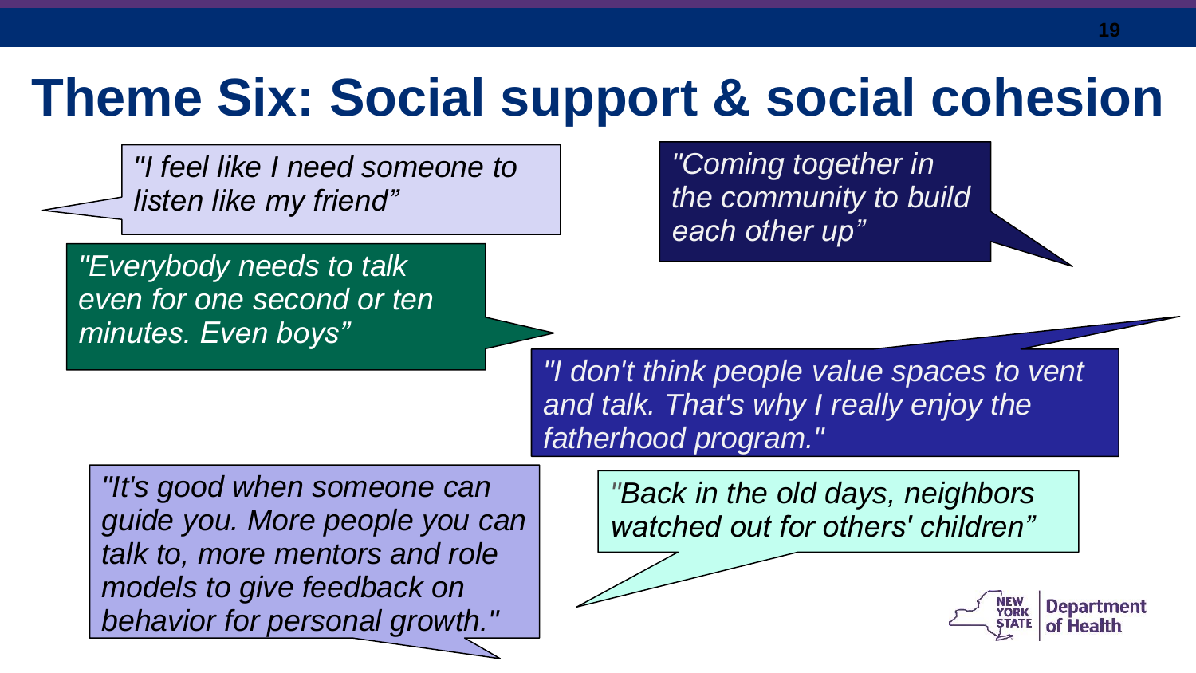# Theme Six: Social support & social cohesion

*"I feel like I need someone to listen like my friend"*

*"Coming together in the community to build each other up"*

*"Everybody needs to talk even for one second or ten minutes. Even boys"*

*"I don't think people value spaces to vent and talk. That's why I really enjoy the fatherhood program."*

*"It's good when someone can guide you. More people you can talk to, more mentors and role models to give feedback on behavior for personal growth."*

*"Back in the old days, neighbors watched out for others' children"*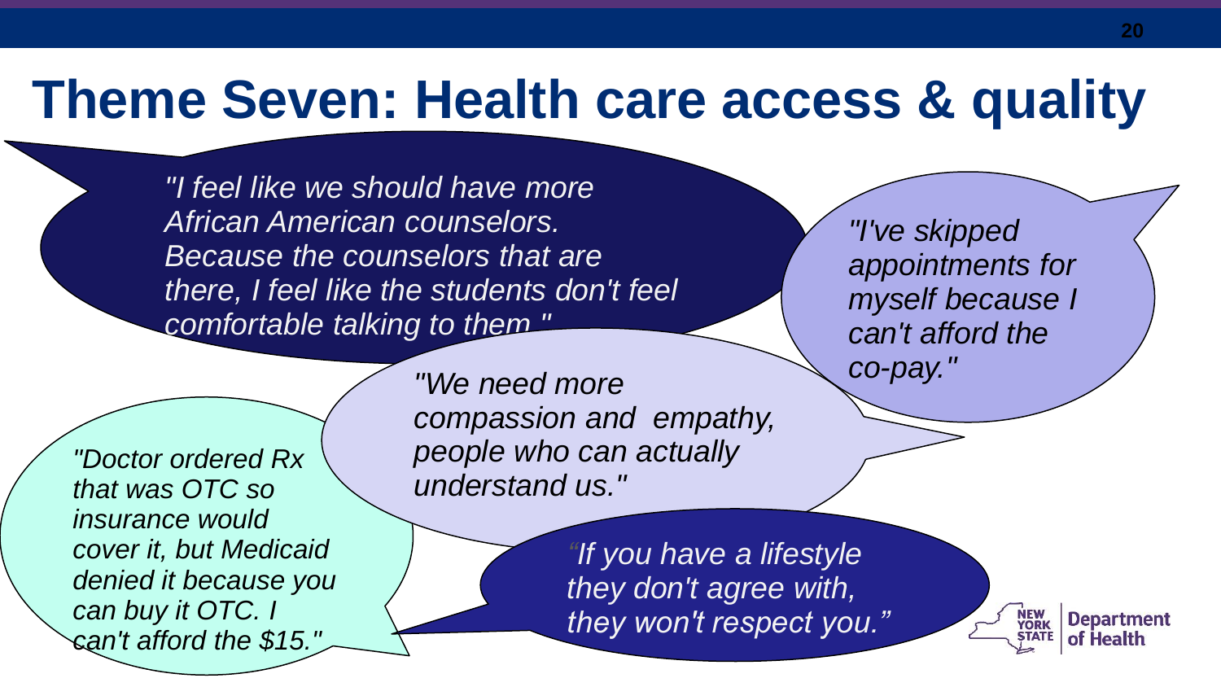# Theme Seven: Health care access & quality

*"I feel like we should have more African American counselors. Because the counselors that are there, I feel like the students don't feel comfortable talking to them."*

*"I've skipped appointments for myself because I can't afford the co-pay."*

*"We need more compassion and empathy, people who can actually understand us."*

*"Doctor ordered Rx that was OTC so insurance would cover it, but Medicaid denied it because you can buy it OTC. I can't afford the $15."*

*"If you have a lifestyle they don't agree with, they won't respect you."*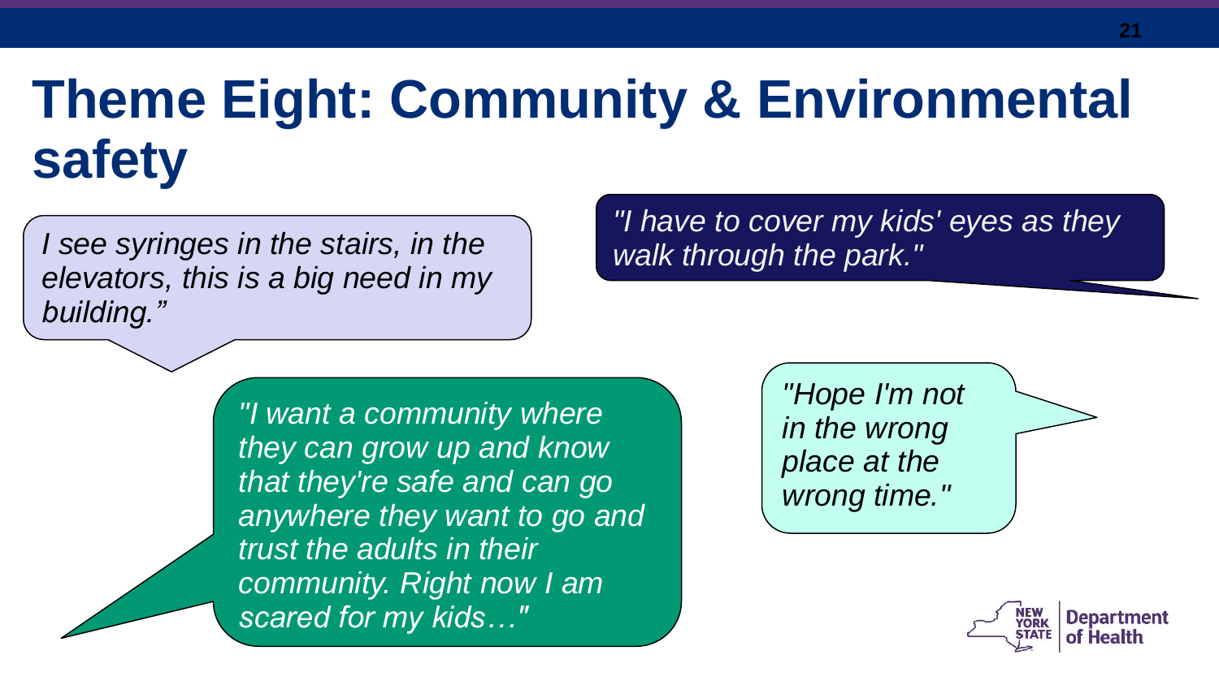# Theme Eight: Community & Environmental safety

*I see syringes in the stairs, in the elevators, this is a big need in my building."*

*"I have to cover my kids' eyes as they walk through the park."*

*"I want a community where they can grow up and know that they're safe and can go anywhere they want to go and trust the adults in their community. Right now I am scared for my kids…"*

*"Hope I'm not in the wrong place at the wrong time."*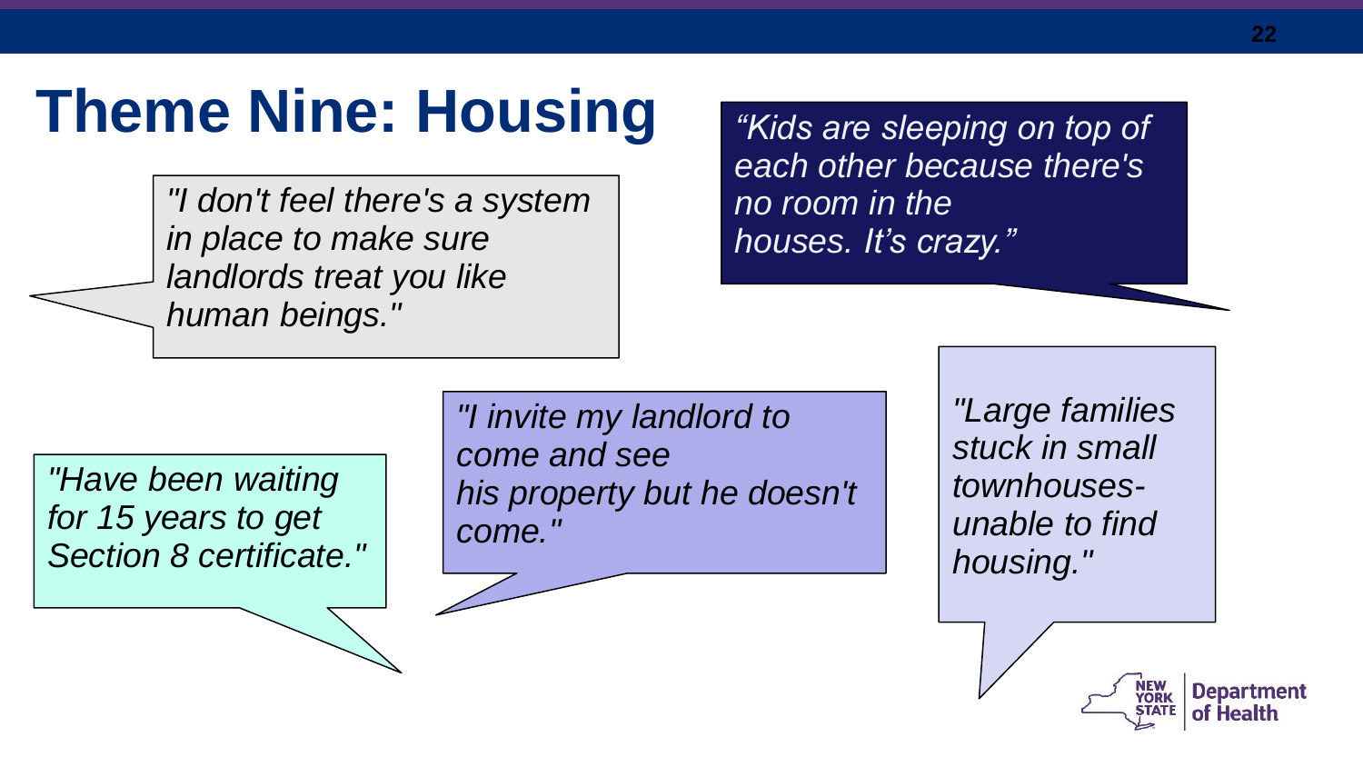# Theme Nine: Housing

*"I don't feel there's a system in place to make sure landlords treat you like human beings."*

*"Kids are sleeping on top of each other because there's no room in the houses. It's crazy."*

*"Have been waiting for 15 years to get Section 8 certificate."*

*"I invite my landlord to come and see his property but he doesn't come."*

*"Large families stuck in small townhouses- unable to find housing."*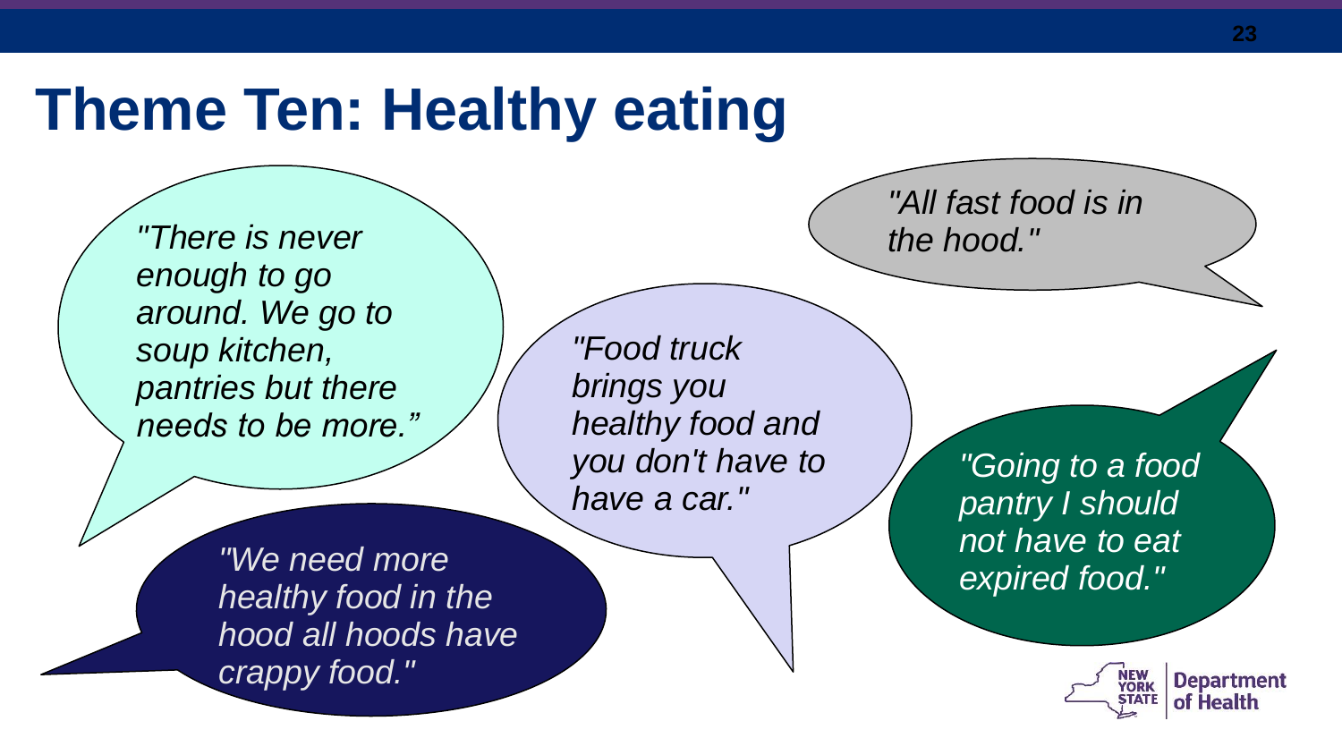# Theme Ten: Healthy eating

*"There is never enough to go around. We go to soup kitchen, pantries but there needs to be more."*

*"Food truck brings you healthy food and you don't have to have a car."*

*"All fast food is in the hood."*

*"We need more healthy food in the hood all hoods have crappy food."*

*"Going to a food pantry I should not have to eat expired food."*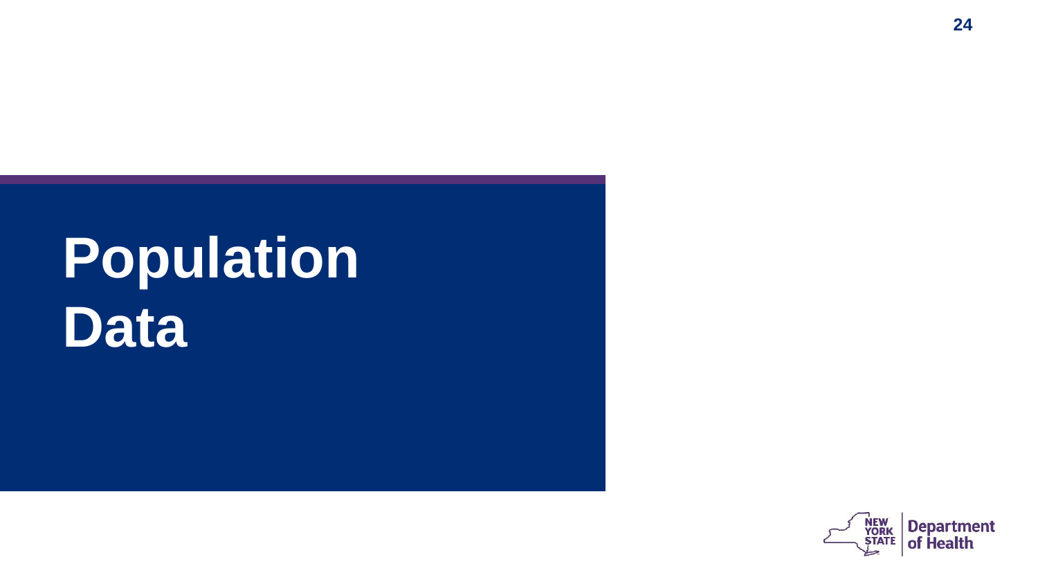# Population Data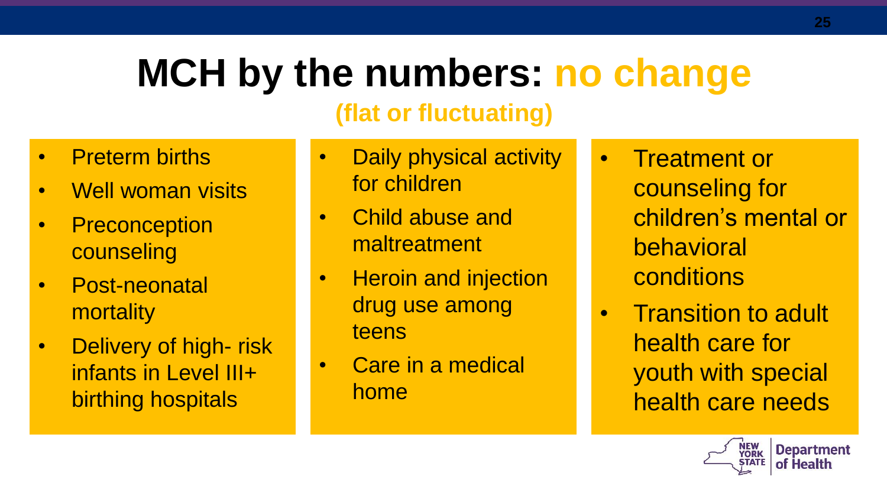# MCH by the numbers: no change

## (flat or fluctuating)

- Preterm births
- Well woman visits
- Preconception counseling
- Post-neonatal mortality
- Delivery of high- risk infants in Level III+ birthing hospitals

- Daily physical activity for children
- Child abuse and maltreatment
- Heroin and injection drug use among teens
- Care in a medical home

- Treatment or counseling for children's mental or behavioral conditions
- Transition to adult health care for youth with special health care needs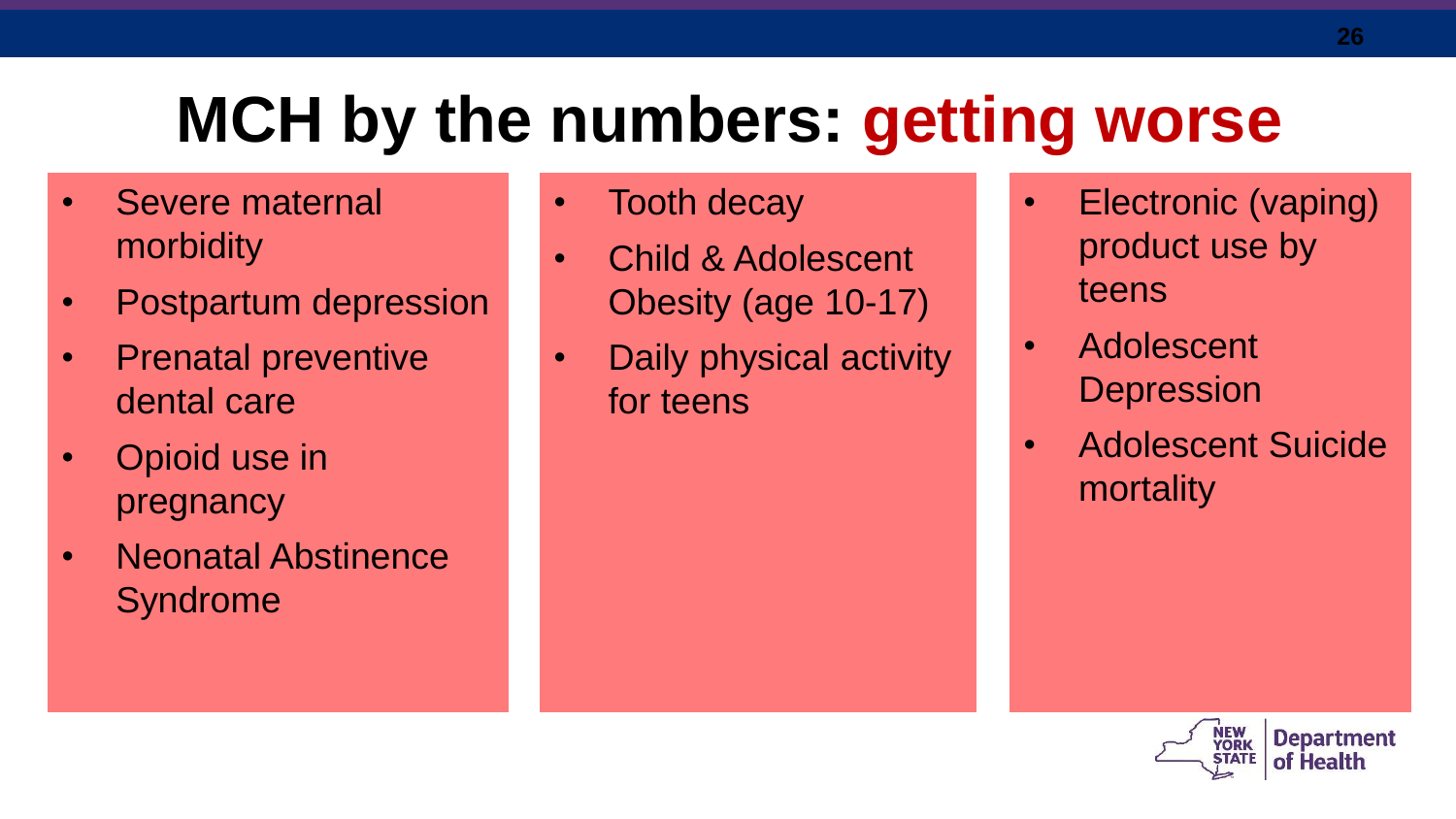# MCH by the numbers: getting worse

- Severe maternal morbidity
- Postpartum depression
- Prenatal preventive dental care
- Opioid use in pregnancy
- Neonatal Abstinence Syndrome

- Tooth decay
- Child & Adolescent Obesity (age 10-17)
- Daily physical activity for teens

- Electronic (vaping) product use by teens
- Adolescent Depression
- Adolescent Suicide mortality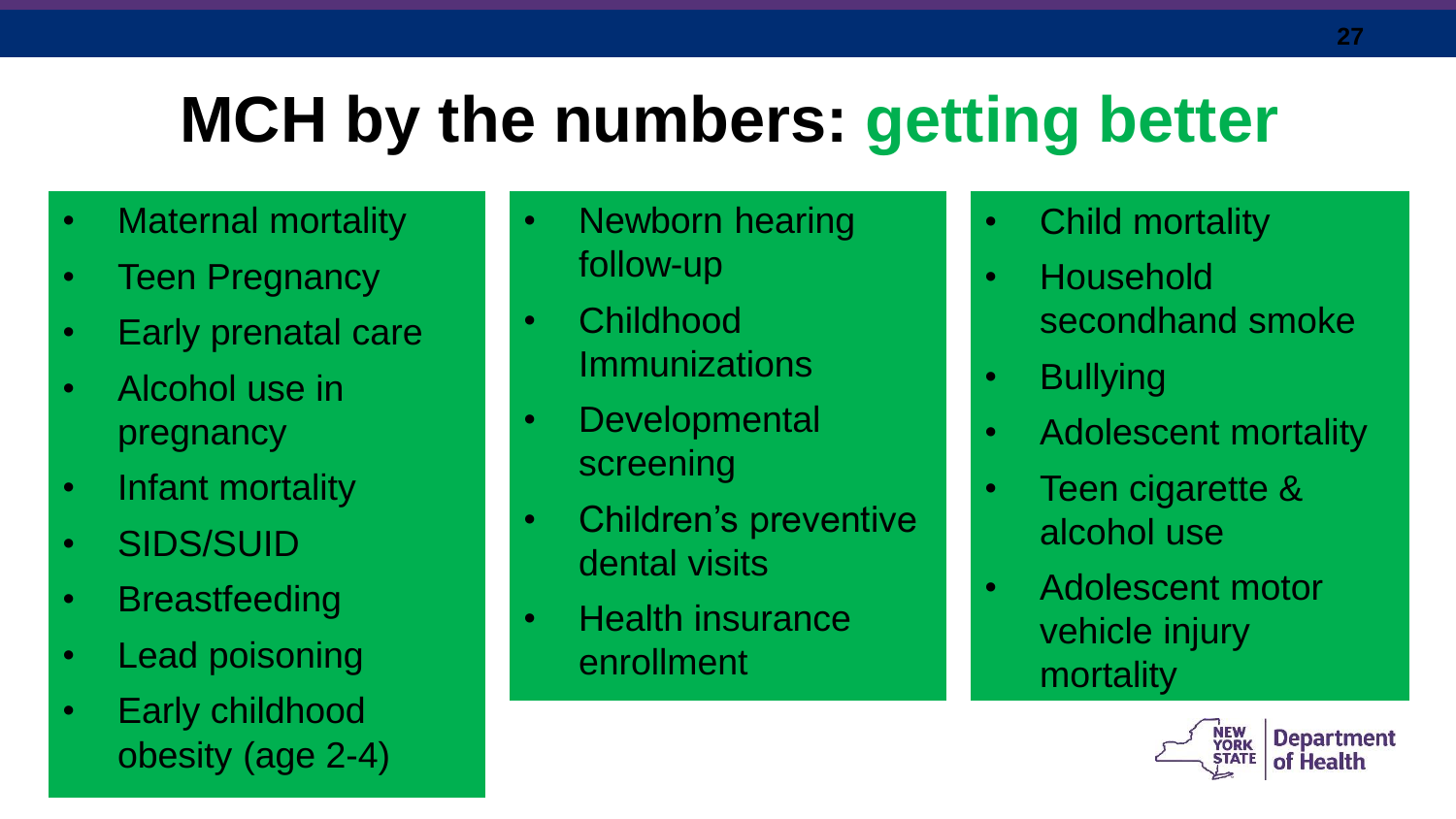# MCH by the numbers: getting better

- Maternal mortality
- Teen Pregnancy
- Early prenatal care
- Alcohol use in pregnancy
- Infant mortality
- SIDS/SUID
- Breastfeeding
- Lead poisoning
- Early childhood obesity (age 2-4)

- Newborn hearing follow-up
- Childhood Immunizations
- Developmental screening
- Children's preventive dental visits
- Health insurance enrollment

- Child mortality
- Household secondhand smoke
- Bullying
- Adolescent mortality
- Teen cigarette & alcohol use
- Adolescent motor vehicle injury mortality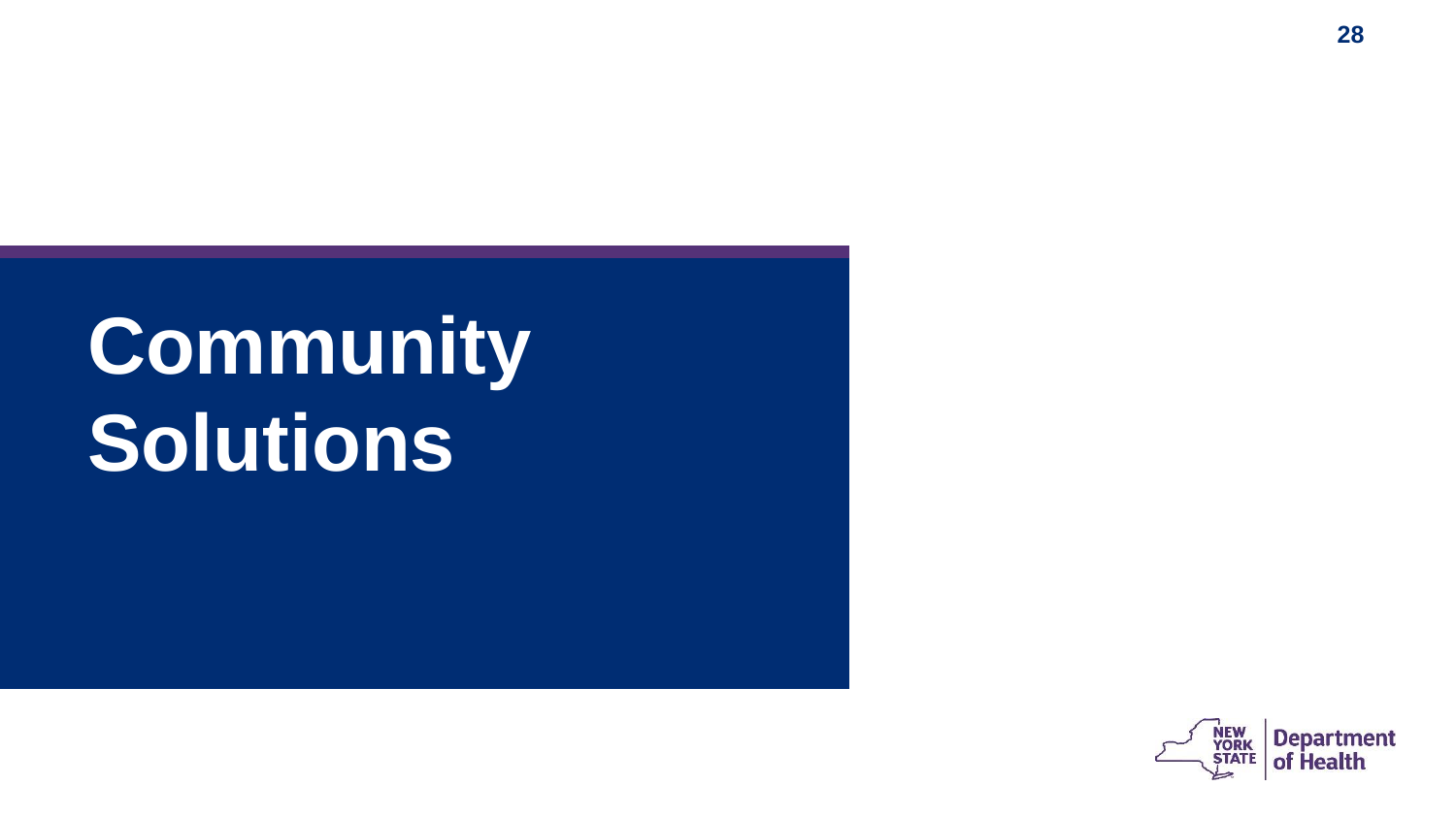# Community Solutions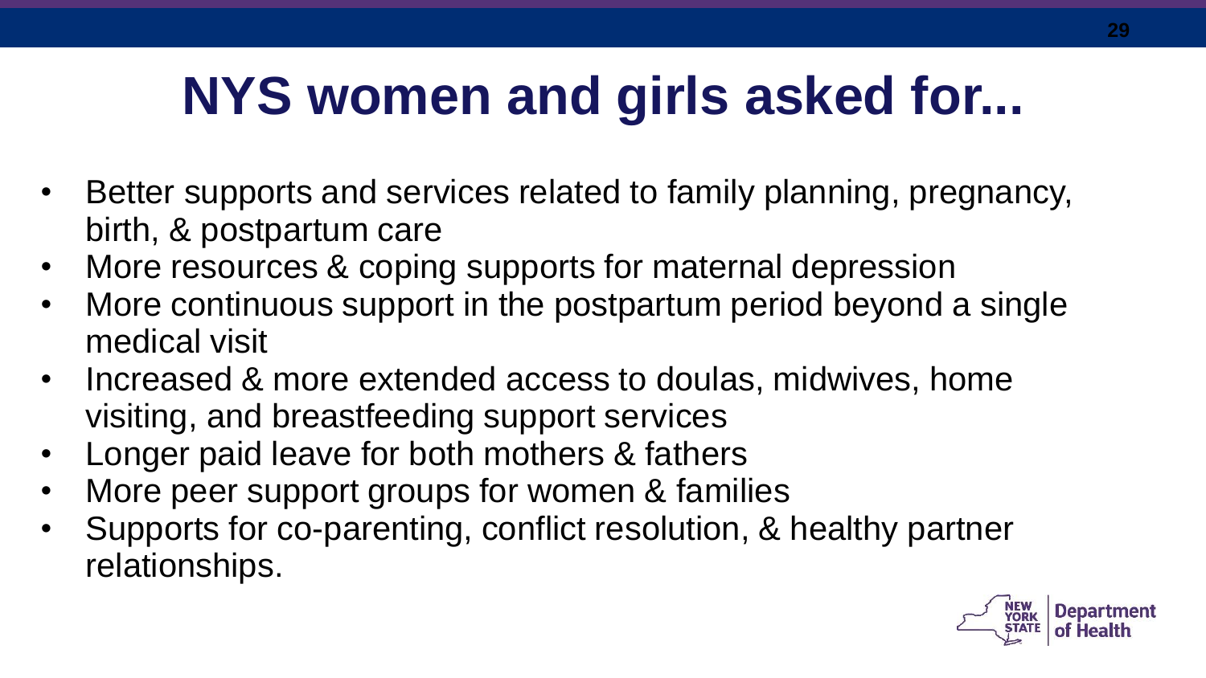# NYS women and girls asked for...

- Better supports and services related to family planning, pregnancy, birth, & postpartum care
- More resources & coping supports for maternal depression
- More continuous support in the postpartum period beyond a single medical visit
- Increased & more extended access to doulas, midwives, home visiting, and breastfeeding support services
- Longer paid leave for both mothers & fathers
- More peer support groups for women & families
- Supports for co-parenting, conflict resolution, & healthy partner relationships.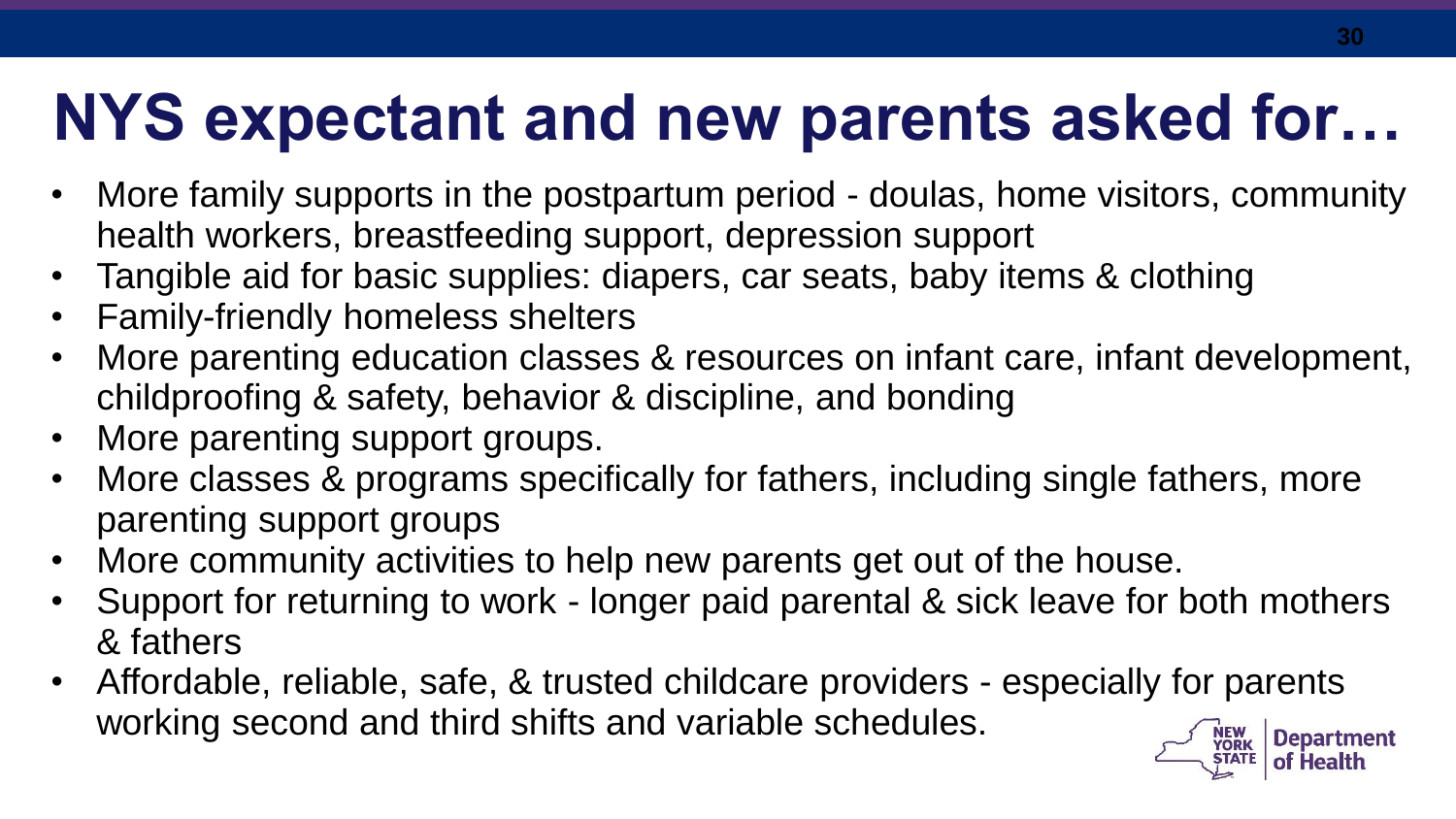# NYS expectant and new parents asked for…

- More family supports in the postpartum period - doulas, home visitors, community health workers, breastfeeding support, depression support
- Tangible aid for basic supplies: diapers, car seats, baby items & clothing
- Family-friendly homeless shelters
- More parenting education classes & resources on infant care, infant development, childproofing & safety, behavior & discipline, and bonding
- More parenting support groups.
- More classes & programs specifically for fathers, including single fathers, more parenting support groups
- More community activities to help new parents get out of the house.
- Support for returning to work - longer paid parental & sick leave for both mothers & fathers
- Affordable, reliable, safe, & trusted childcare providers - especially for parents working second and third shifts and variable schedules.

NEW YORK STATE | Department of Health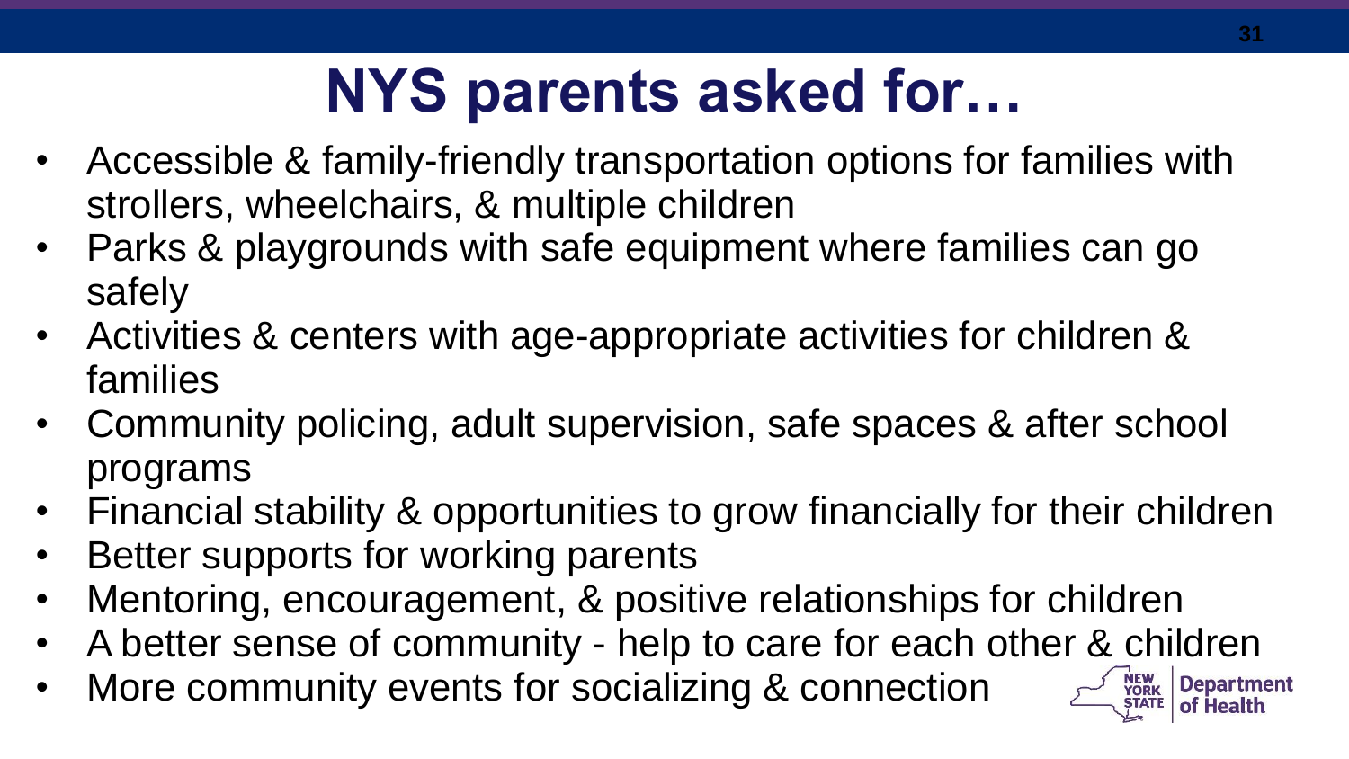# NYS parents asked for…

- Accessible & family-friendly transportation options for families with strollers, wheelchairs, & multiple children
- Parks & playgrounds with safe equipment where families can go safely
- Activities & centers with age-appropriate activities for children & families
- Community policing, adult supervision, safe spaces & after school programs
- Financial stability & opportunities to grow financially for their children
- Better supports for working parents
- Mentoring, encouragement, & positive relationships for children
- A better sense of community - help to care for each other & children
- More community events for socializing & connection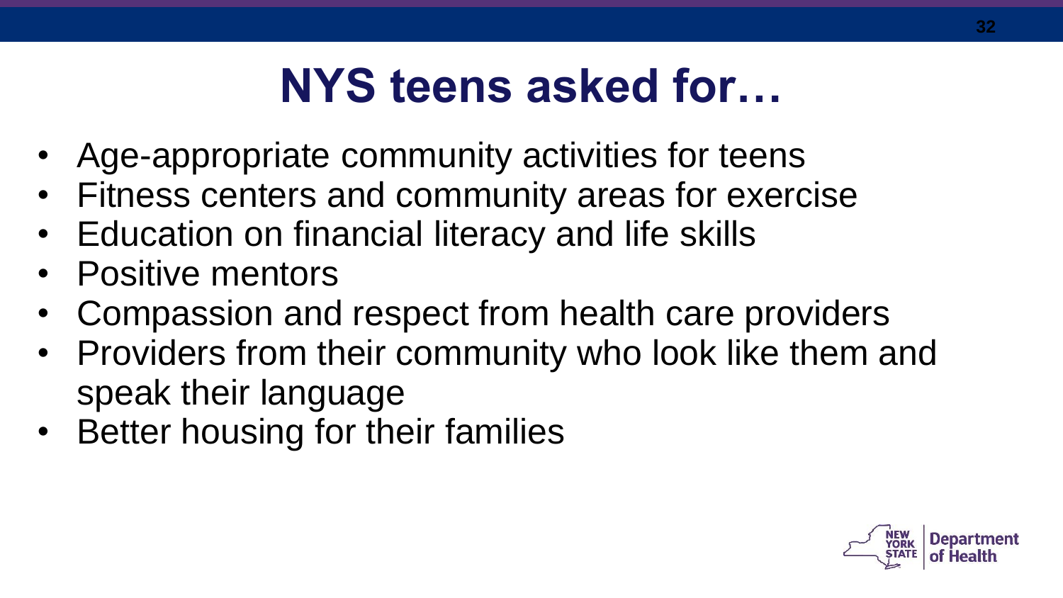# NYS teens asked for…

- Age-appropriate community activities for teens
- Fitness centers and community areas for exercise
- Education on financial literacy and life skills
- Positive mentors
- Compassion and respect from health care providers
- Providers from their community who look like them and speak their language
- Better housing for their families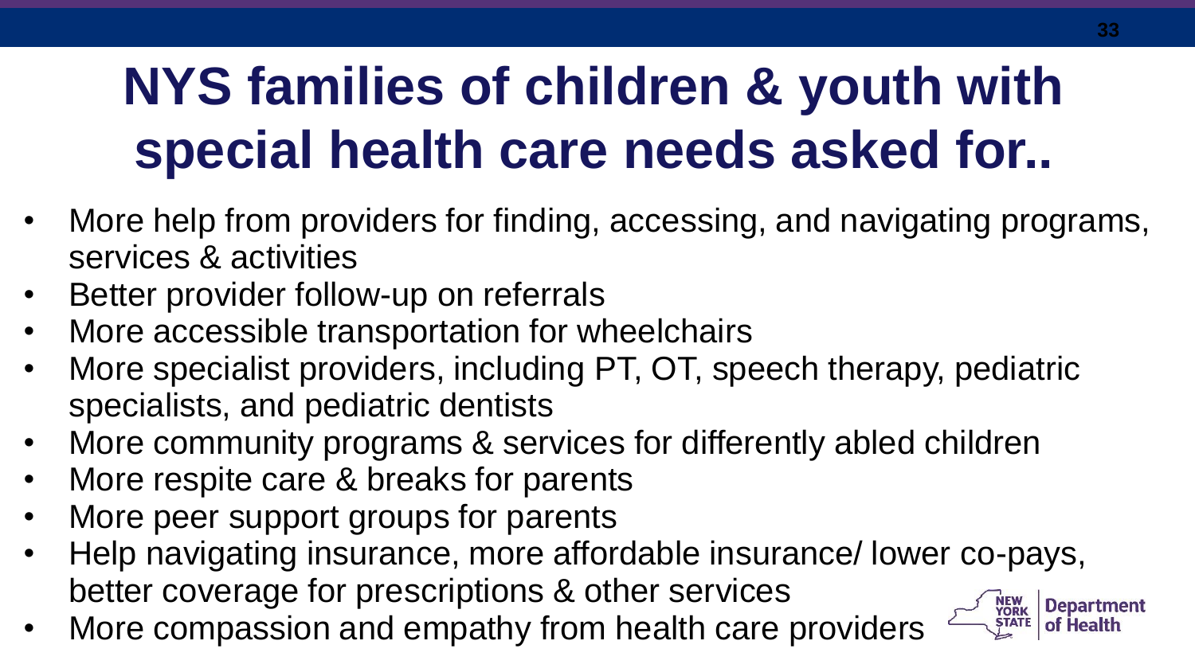# NYS families of children & youth with special health care needs asked for..

- More help from providers for finding, accessing, and navigating programs, services & activities
- Better provider follow-up on referrals
- More accessible transportation for wheelchairs
- More specialist providers, including PT, OT, speech therapy, pediatric specialists, and pediatric dentists
- More community programs & services for differently abled children
- More respite care & breaks for parents
- More peer support groups for parents
- Help navigating insurance, more affordable insurance/ lower co-pays, better coverage for prescriptions & other services
- More compassion and empathy from health care providers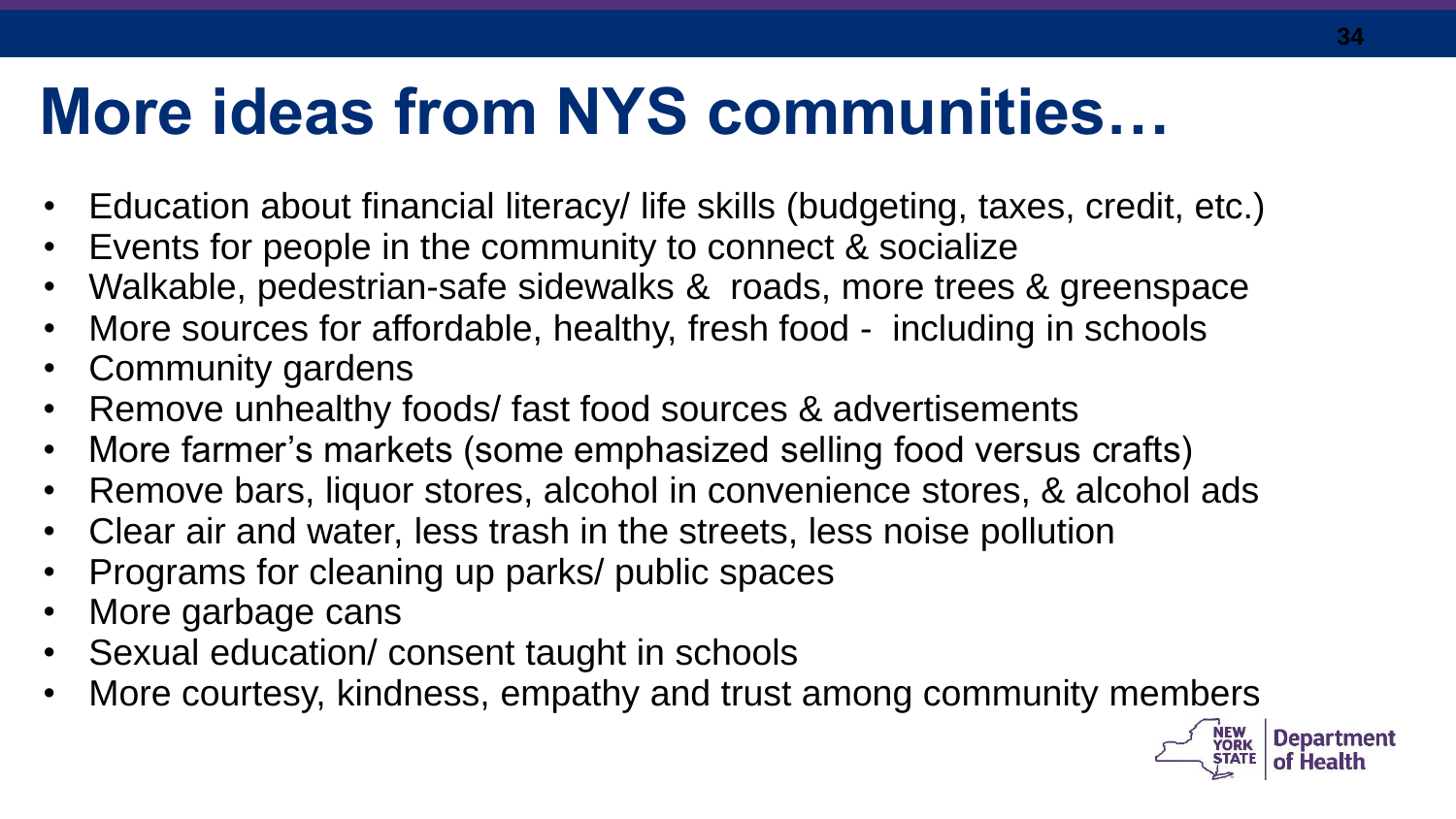# More ideas from NYS communities…

- Education about financial literacy/ life skills (budgeting, taxes, credit, etc.)
- Events for people in the community to connect & socialize
- Walkable, pedestrian-safe sidewalks & roads, more trees & greenspace
- More sources for affordable, healthy, fresh food - including in schools
- Community gardens
- Remove unhealthy foods/ fast food sources & advertisements
- More farmer's markets (some emphasized selling food versus crafts)
- Remove bars, liquor stores, alcohol in convenience stores, & alcohol ads
- Clear air and water, less trash in the streets, less noise pollution
- Programs for cleaning up parks/ public spaces
- More garbage cans
- Sexual education/ consent taught in schools
- More courtesy, kindness, empathy and trust among community members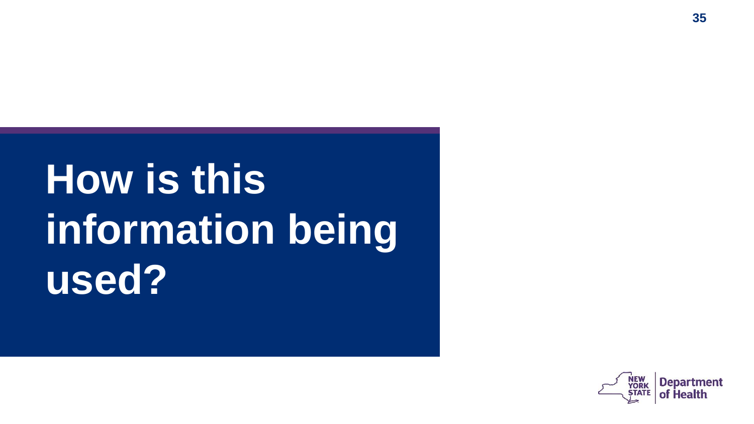# How is this information being used?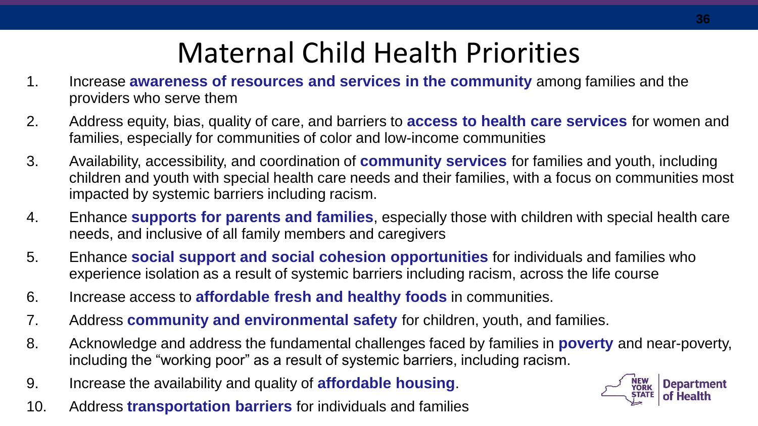# Maternal Child Health Priorities

1. Increase **awareness of resources and services in the community** among families and the providers who serve them
2. Address equity, bias, quality of care, and barriers to **access to health care services** for women and families, especially for communities of color and low-income communities
3. Availability, accessibility, and coordination of **community services** for families and youth, including children and youth with special health care needs and their families, with a focus on communities most impacted by systemic barriers including racism.
4. Enhance **supports for parents and families**, especially those with children with special health care needs, and inclusive of all family members and caregivers
5. Enhance **social support and social cohesion opportunities** for individuals and families who experience isolation as a result of systemic barriers including racism, across the life course
6. Increase access to **affordable fresh and healthy foods** in communities.
7. Address **community and environmental safety** for children, youth, and families.
8. Acknowledge and address the fundamental challenges faced by families in **poverty** and near-poverty, including the "working poor" as a result of systemic barriers, including racism.
9. Increase the availability and quality of **affordable housing**.
10. Address **transportation barriers** for individuals and families

NEW YORK STATE | Department of Health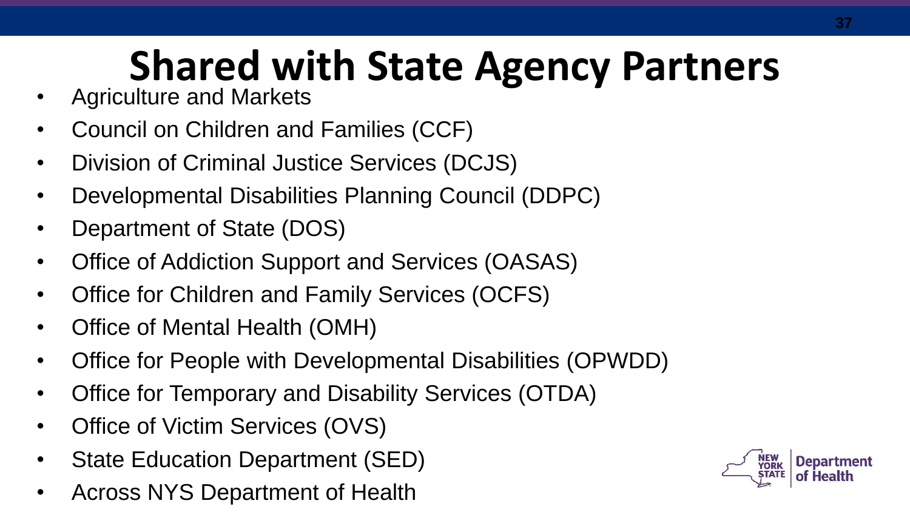# Shared with State Agency Partners

- Agriculture and Markets
- Council on Children and Families (CCF)
- Division of Criminal Justice Services (DCJS)
- Developmental Disabilities Planning Council (DDPC)
- Department of State (DOS)
- Office of Addiction Support and Services (OASAS)
- Office for Children and Family Services (OCFS)
- Office of Mental Health (OMH)
- Office for People with Developmental Disabilities (OPWDD)
- Office for Temporary and Disability Services (OTDA)
- Office of Victim Services (OVS)
- State Education Department (SED)
- Across NYS Department of Health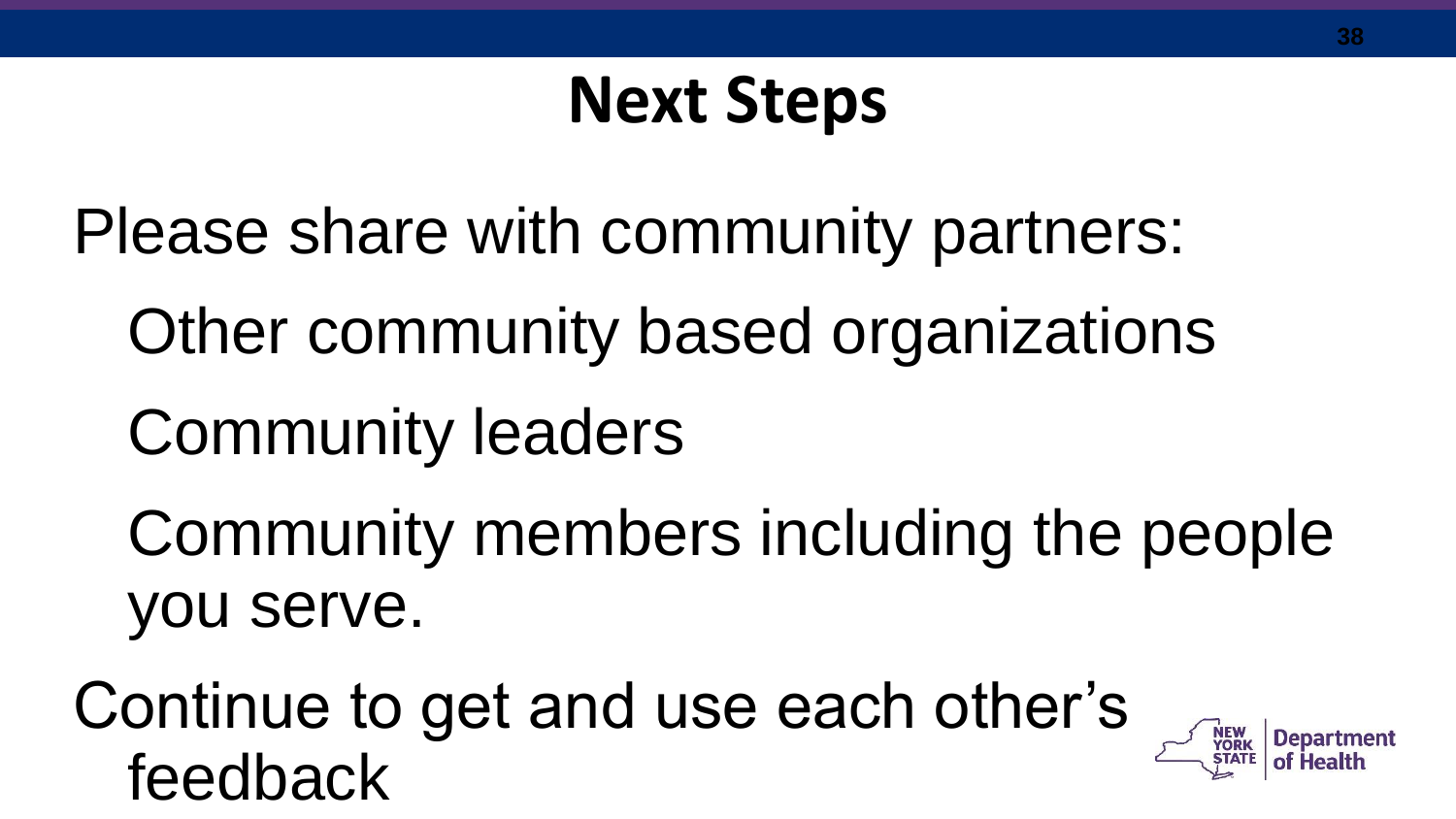# Next Steps

Please share with community partners:

- Other community based organizations
- Community leaders
- Community members including the people you serve.

Continue to get and use each other's feedback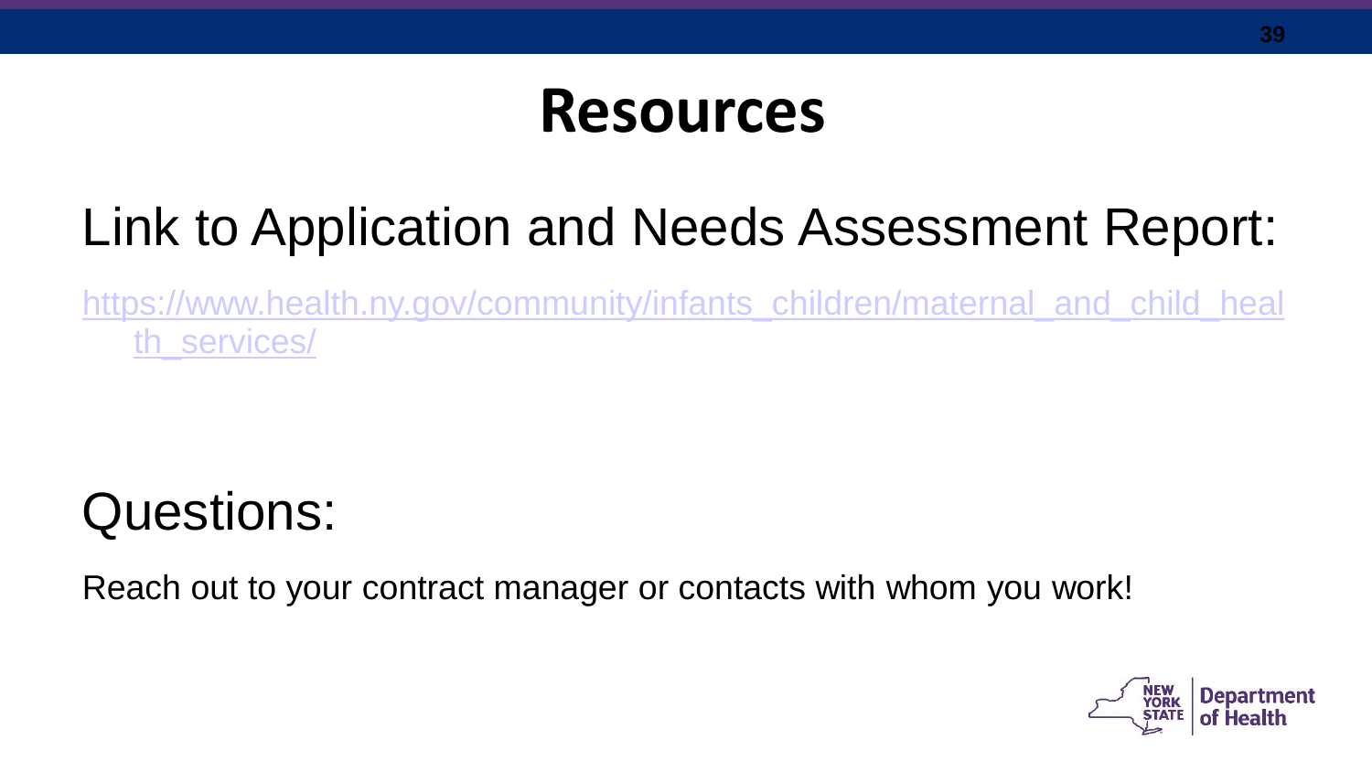# Resources

## Link to Application and Needs Assessment Report:

https://www.health.ny.gov/community/infants_children/maternal_and_child_health_services/

## Questions:

Reach out to your contract manager or contacts with whom you work!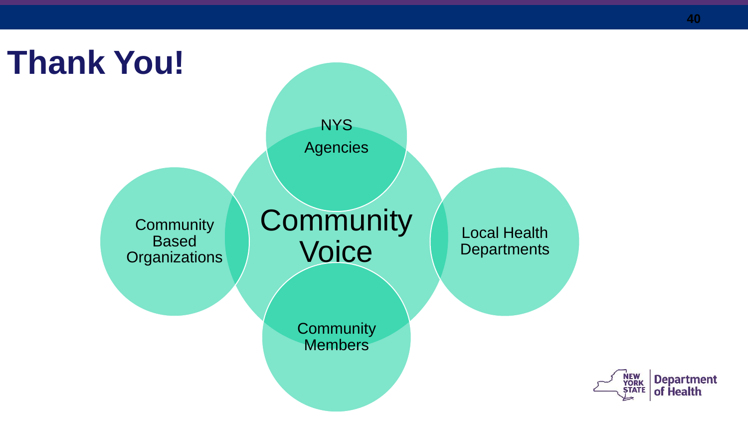# Thank You!

NYS Agencies

Community Based Organizations

Community Voice

Local Health Departments

Community Members